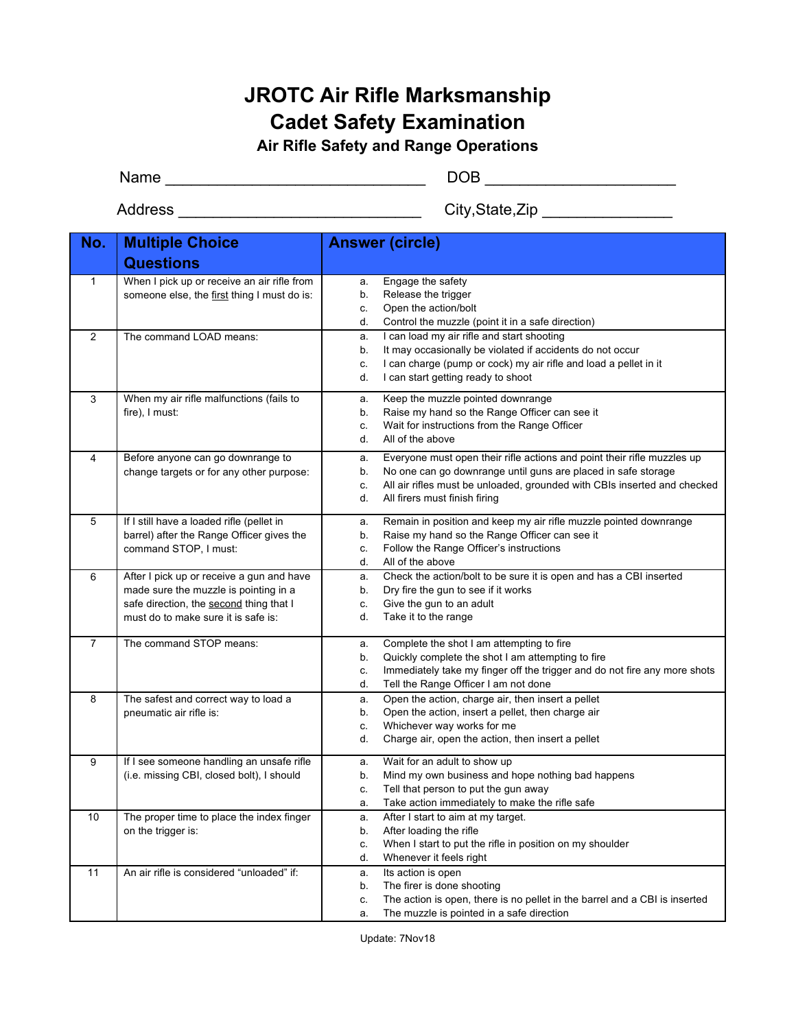# JROTC Air Rifle Marksmanship
# Cadet Safety Examination
### Air Rifle Safety and Range Operations

Name ______________________________ DOB ______________________

Address ____________________________ City,State,Zip _______________

| No. | Multiple Choice Questions | Answer (circle) |
|---|---|---|
| 1 | When I pick up or receive an air rifle from someone else, the <u>first</u> thing I must do is: | a. Engage the safety<br>b. Release the trigger<br>c. Open the action/bolt<br>d. Control the muzzle (point it in a safe direction) |
| 2 | The command LOAD means: | a. I can load my air rifle and start shooting<br>b. It may occasionally be violated if accidents do not occur<br>c. I can charge (pump or cock) my air rifle and load a pellet in it<br>d. I can start getting ready to shoot |
| 3 | When my air rifle malfunctions (fails to fire), I must: | a. Keep the muzzle pointed downrange<br>b. Raise my hand so the Range Officer can see it<br>c. Wait for instructions from the Range Officer<br>d. All of the above |
| 4 | Before anyone can go downrange to change targets or for any other purpose: | a. Everyone must open their rifle actions and point their rifle muzzles up<br>b. No one can go downrange until guns are placed in safe storage<br>c. All air rifles must be unloaded, grounded with CBIs inserted and checked<br>d. All firers must finish firing |
| 5 | If I still have a loaded rifle (pellet in barrel) after the Range Officer gives the command STOP, I must: | a. Remain in position and keep my air rifle muzzle pointed downrange<br>b. Raise my hand so the Range Officer can see it<br>c. Follow the Range Officer's instructions<br>d. All of the above |
| 6 | After I pick up or receive a gun and have made sure the muzzle is pointing in a safe direction, the <u>second</u> thing that I must do to make sure it is safe is: | a. Check the action/bolt to be sure it is open and has a CBI inserted<br>b. Dry fire the gun to see if it works<br>c. Give the gun to an adult<br>d. Take it to the range |
| 7 | The command STOP means: | a. Complete the shot I am attempting to fire<br>b. Quickly complete the shot I am attempting to fire<br>c. Immediately take my finger off the trigger and do not fire any more shots<br>d. Tell the Range Officer I am not done |
| 8 | The safest and correct way to load a pneumatic air rifle is: | a. Open the action, charge air, then insert a pellet<br>b. Open the action, insert a pellet, then charge air<br>c. Whichever way works for me<br>d. Charge air, open the action, then insert a pellet |
| 9 | If I see someone handling an unsafe rifle (i.e. missing CBI, closed bolt), I should | a. Wait for an adult to show up<br>b. Mind my own business and hope nothing bad happens<br>c. Tell that person to put the gun away<br>a. Take action immediately to make the rifle safe |
| 10 | The proper time to place the index finger on the trigger is: | a. After I start to aim at my target.<br>b. After loading the rifle<br>c. When I start to put the rifle in position on my shoulder<br>d. Whenever it feels right |
| 11 | An air rifle is considered "unloaded" if: | a. Its action is open<br>b. The firer is done shooting<br>c. The action is open, there is no pellet in the barrel and a CBI is inserted<br>a. The muzzle is pointed in a safe direction |

Update: 7Nov18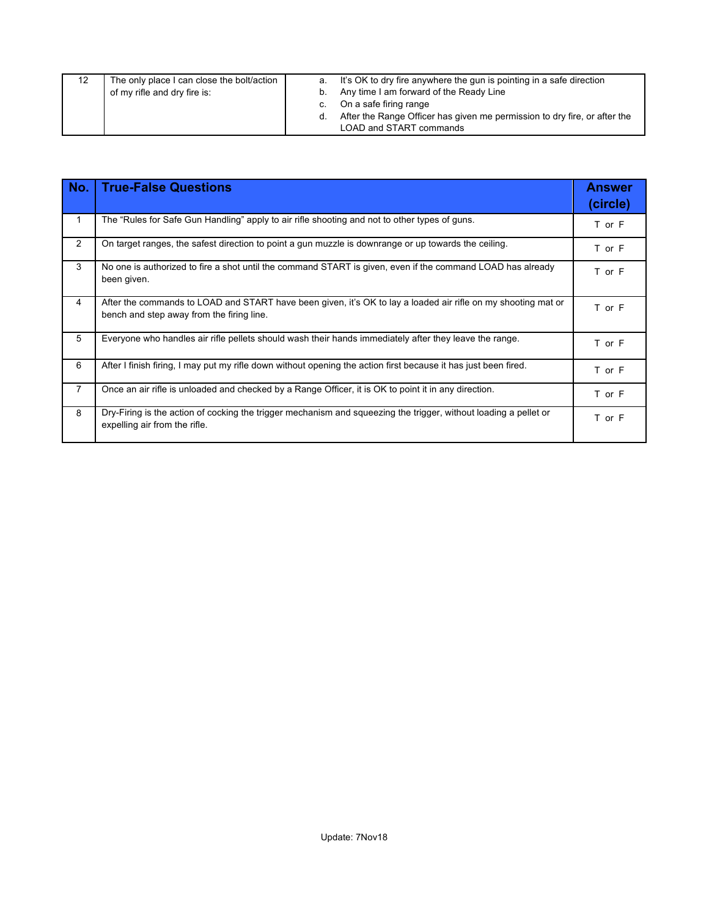| | | |
|---|---|---|
| 12 | The only place I can close the bolt/action of my rifle and dry fire is: | a. It's OK to dry fire anywhere the gun is pointing in a safe direction<br>b. Any time I am forward of the Ready Line<br>c. On a safe firing range<br>d. After the Range Officer has given me permission to dry fire, or after the LOAD and START commands |

| No. | True-False Questions | Answer (circle) |
|---|---|---|
| 1 | The "Rules for Safe Gun Handling" apply to air rifle shooting and not to other types of guns. | T or F |
| 2 | On target ranges, the safest direction to point a gun muzzle is downrange or up towards the ceiling. | T or F |
| 3 | No one is authorized to fire a shot until the command START is given, even if the command LOAD has already been given. | T or F |
| 4 | After the commands to LOAD and START have been given, it's OK to lay a loaded air rifle on my shooting mat or bench and step away from the firing line. | T or F |
| 5 | Everyone who handles air rifle pellets should wash their hands immediately after they leave the range. | T or F |
| 6 | After I finish firing, I may put my rifle down without opening the action first because it has just been fired. | T or F |
| 7 | Once an air rifle is unloaded and checked by a Range Officer, it is OK to point it in any direction. | T or F |
| 8 | Dry-Firing is the action of cocking the trigger mechanism and squeezing the trigger, without loading a pellet or expelling air from the rifle. | T or F |

Update: 7Nov18